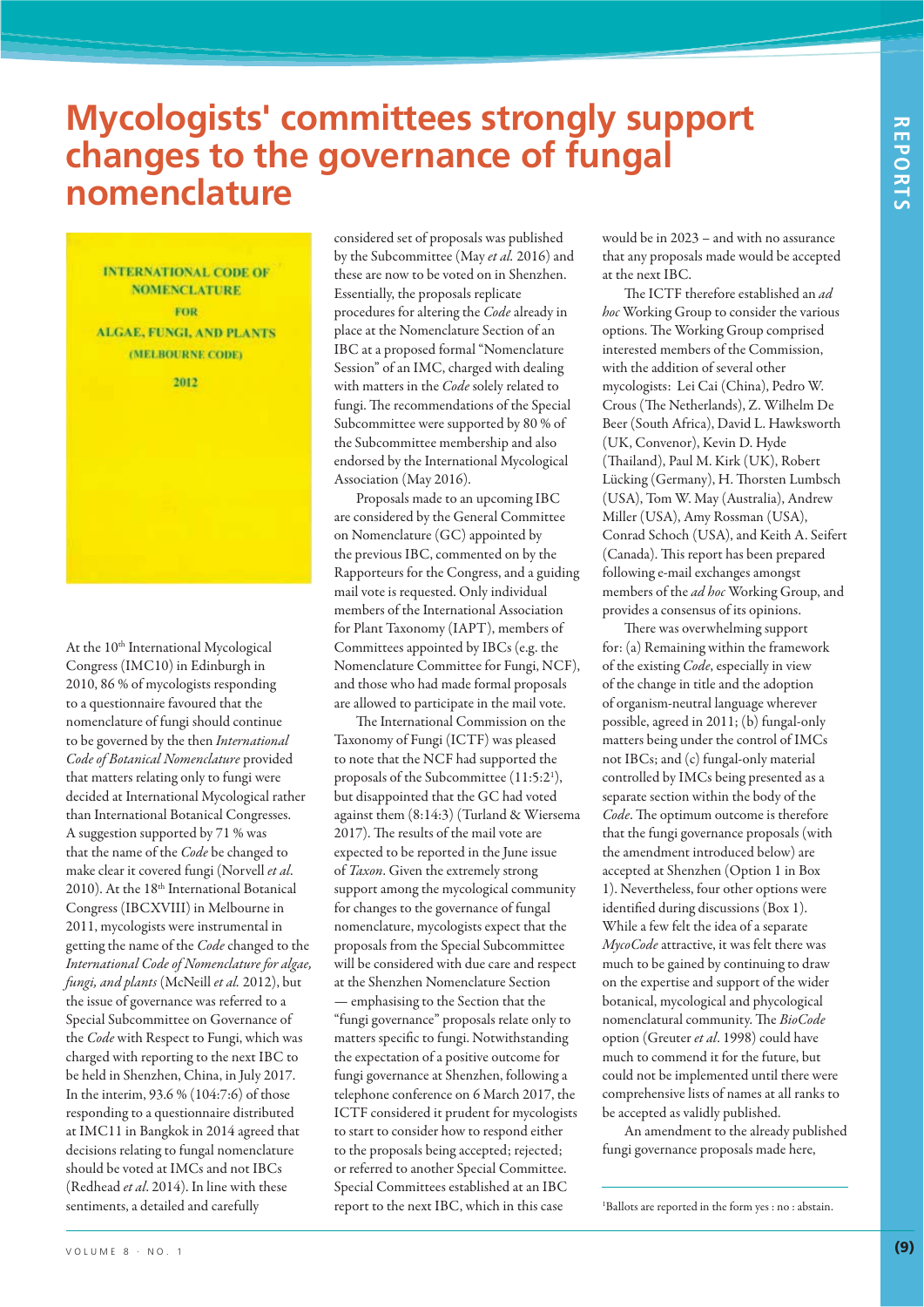# Mycologists' committees strongly support changes to the governance of fungal nomenclature

INTERNATIONAL CODE OF NOMENCLATURE FOR ALGAE, FUNGI, AND PLANTS (MELBOURNE CODE) 2012

At the 10th International Mycological Congress (IMC10) in Edinburgh in 2010, 86 % of mycologists responding to a questionnaire favoured that the nomenclature of fungi should continue to be governed by the then *International Code of Botanical Nomenclature* provided that matters relating only to fungi were decided at International Mycological rather than International Botanical Congresses. A suggestion supported by 71 % was that the name of the *Code* be changed to make clear it covered fungi (Norvell *et al.* 2010). At the 18th International Botanical Congress (IBCXVIII) in Melbourne in 2011, mycologists were instrumental in getting the name of the *Code* changed to the *International Code of Nomenclature for algae, fungi, and plants* (McNeill *et al.* 2012), but the issue of governance was referred to a Special Subcommittee on Governance of the *Code* with Respect to Fungi, which was charged with reporting to the next IBC to be held in Shenzhen, China, in July 2017. In the interim, 93.6 % (104:7:6) of those responding to a questionnaire distributed at IMC11 in Bangkok in 2014 agreed that decisions relating to fungal nomenclature should be voted at IMCs and not IBCs (Redhead *et al.* 2014). In line with these sentiments, a detailed and carefully considered set of proposals was published by the Subcommittee (May *et al.* 2016) and these are now to be voted on in Shenzhen. Essentially, the proposals replicate procedures for altering the *Code* already in place at the Nomenclature Section of an IBC at a proposed formal "Nomenclature Session" of an IMC, charged with dealing with matters in the *Code* solely related to fungi. The recommendations of the Special Subcommittee were supported by 80 % of the Subcommittee membership and also endorsed by the International Mycological Association (May 2016).

Proposals made to an upcoming IBC are considered by the General Committee on Nomenclature (GC) appointed by the previous IBC, commented on by the Rapporteurs for the Congress, and a guiding mail vote is requested. Only individual members of the International Association for Plant Taxonomy (IAPT), members of Committees appointed by IBCs (e.g. the Nomenclature Committee for Fungi, NCF), and those who had made formal proposals are allowed to participate in the mail vote.

The International Commission on the Taxonomy of Fungi (ICTF) was pleased to note that the NCF had supported the proposals of the Subcommittee (11:5:2[1]), but disappointed that the GC had voted against them (8:14:3) (Turland & Wiersema 2017). The results of the mail vote are expected to be reported in the June issue of *Taxon*. Given the extremely strong support among the mycological community for changes to the governance of fungal nomenclature, mycologists expect that the proposals from the Special Subcommittee will be considered with due care and respect at the Shenzhen Nomenclature Section — emphasising to the Section that the "fungi governance" proposals relate only to matters specific to fungi. Notwithstanding the expectation of a positive outcome for fungi governance at Shenzhen, following a telephone conference on 6 March 2017, the ICTF considered it prudent for mycologists to start to consider how to respond either to the proposals being accepted; rejected; or referred to another Special Committee. Special Committees established at an IBC report to the next IBC, which in this case would be in 2023 – and with no assurance that any proposals made would be accepted at the next IBC.

The ICTF therefore established an *ad hoc* Working Group to consider the various options. The Working Group comprised interested members of the Commission, with the addition of several other mycologists: Lei Cai (China), Pedro W. Crous (The Netherlands), Z. Wilhelm De Beer (South Africa), David L. Hawksworth (UK, Convenor), Kevin D. Hyde (Thailand), Paul M. Kirk (UK), Robert Lücking (Germany), H. Thorsten Lumbsch (USA), Tom W. May (Australia), Andrew Miller (USA), Amy Rossman (USA), Conrad Schoch (USA), and Keith A. Seifert (Canada). This report has been prepared following e-mail exchanges amongst members of the *ad hoc* Working Group, and provides a consensus of its opinions.

There was overwhelming support for: (a) Remaining within the framework of the existing *Code*, especially in view of the change in title and the adoption of organism-neutral language wherever possible, agreed in 2011; (b) fungal-only matters being under the control of IMCs not IBCs; and (c) fungal-only material controlled by IMCs being presented as a separate section within the body of the *Code*. The optimum outcome is therefore that the fungi governance proposals (with the amendment introduced below) are accepted at Shenzhen (Option 1 in Box 1). Nevertheless, four other options were identified during discussions (Box 1). While a few felt the idea of a separate *MycoCode* attractive, it was felt there was much to be gained by continuing to draw on the expertise and support of the wider botanical, mycological and phycological nomenclatural community. The *BioCode* option (Greuter *et al*. 1998) could have much to commend it for the future, but could not be implemented until there were comprehensive lists of names at all ranks to be accepted as validly published.

An amendment to the already published fungi governance proposals made here,

[1] Ballots are reported in the form yes : no : abstain.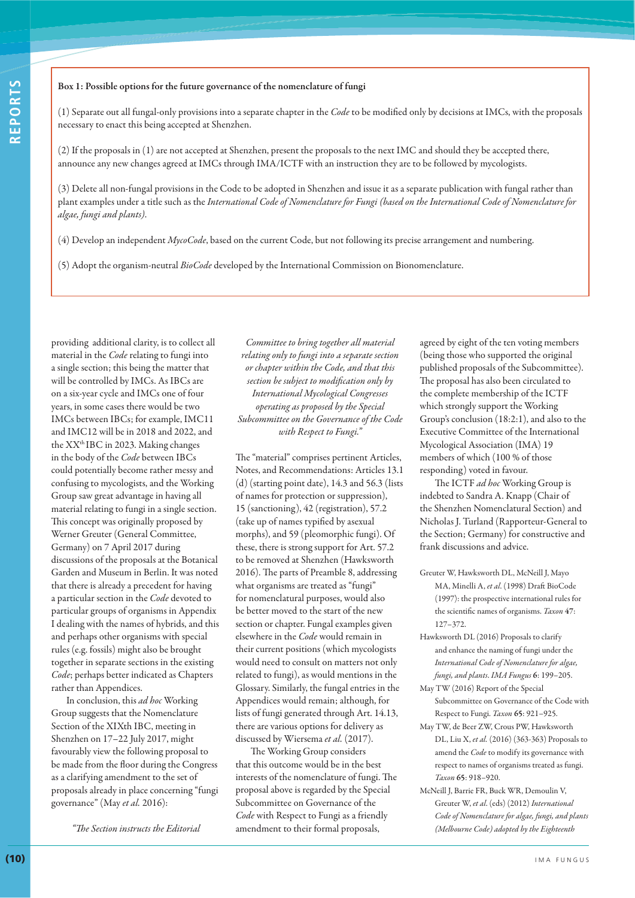**Box 1: Possible options for the future governance of the nomenclature of fungi**

(1) Separate out all fungal-only provisions into a separate chapter in the *Code* to be modified only by decisions at IMCs, with the proposals necessary to enact this being accepted at Shenzhen.

(2) If the proposals in (1) are not accepted at Shenzhen, present the proposals to the next IMC and should they be accepted there, announce any new changes agreed at IMCs through IMA/ICTF with an instruction they are to be followed by mycologists.

(3) Delete all non-fungal provisions in the Code to be adopted in Shenzhen and issue it as a separate publication with fungal rather than plant examples under a title such as the *International Code of Nomenclature for Fungi (based on the International Code of Nomenclature for algae, fungi and plants)*.

(4) Develop an independent *MycoCode*, based on the current Code, but not following its precise arrangement and numbering.

(5) Adopt the organism-neutral *BioCode* developed by the International Commission on Bionomenclature.

providing additional clarity, is to collect all material in the *Code* relating to fungi into a single section; this being the matter that will be controlled by IMCs. As IBCs are on a six-year cycle and IMCs one of four years, in some cases there would be two IMCs between IBCs; for example, IMC11 and IMC12 will be in 2018 and 2022, and the XX[th] IBC in 2023. Making changes in the body of the *Code* between IBCs could potentially become rather messy and confusing to mycologists, and the Working Group saw great advantage in having all material relating to fungi in a single section. This concept was originally proposed by Werner Greuter (General Committee, Germany) on 7 April 2017 during discussions of the proposals at the Botanical Garden and Museum in Berlin. It was noted that there is already a precedent for having a particular section in the *Code* devoted to particular groups of organisms in Appendix I dealing with the names of hybrids, and this and perhaps other organisms with special rules (e.g. fossils) might also be brought together in separate sections in the existing *Code*; perhaps better indicated as Chapters rather than Appendices.

In conclusion, this *ad hoc* Working Group suggests that the Nomenclature Section of the XIXth IBC, meeting in Shenzhen on 17–22 July 2017, might favourably view the following proposal to be made from the floor during the Congress as a clarifying amendment to the set of proposals already in place concerning "fungi governance" (May *et al.* 2016):

*"The Section instructs the Editorial Committee to bring together all material relating only to fungi into a separate section or chapter within the Code, and that this section be subject to modification only by International Mycological Congresses operating as proposed by the Special Subcommittee on the Governance of the Code with Respect to Fungi."*

The "material" comprises pertinent Articles, Notes, and Recommendations: Articles 13.1 (d) (starting point date), 14.3 and 56.3 (lists of names for protection or suppression), 15 (sanctioning), 42 (registration), 57.2 (take up of names typified by asexual morphs), and 59 (pleomorphic fungi). Of these, there is strong support for Art. 57.2 to be removed at Shenzhen (Hawksworth 2016). The parts of Preamble 8, addressing what organisms are treated as "fungi" for nomenclatural purposes, would also be better moved to the start of the new section or chapter. Fungal examples given elsewhere in the *Code* would remain in their current positions (which mycologists would need to consult on matters not only related to fungi), as would mentions in the Glossary. Similarly, the fungal entries in the Appendices would remain; although, for lists of fungi generated through Art. 14.13, there are various options for delivery as discussed by Wiersema *et al.* (2017).

The Working Group considers that this outcome would be in the best interests of the nomenclature of fungi. The proposal above is regarded by the Special Subcommittee on Governance of the *Code* with Respect to Fungi as a friendly amendment to their formal proposals, agreed by eight of the ten voting members (being those who supported the original published proposals of the Subcommittee). The proposal has also been circulated to the complete membership of the ICTF which strongly support the Working Group's conclusion (18:2:1), and also to the Executive Committee of the International Mycological Association (IMA) 19 members of which (100 % of those responding) voted in favour.

The ICTF *ad hoc* Working Group is indebted to Sandra A. Knapp (Chair of the Shenzhen Nomenclature Section) and Nicholas J. Turland (Rapporteur-General to the Section; Germany) for constructive and frank discussions and advice.

Greuter W, Hawksworth DL, McNeill J, Mayo MA, Minelli A, *et al.* (1998) Draft BioCode (1997): the prospective international rules for the scientific names of organisms. *Taxon* **47**: 127–372.

Hawksworth DL (2016) Proposals to clarify and enhance the naming of fungi under the *International Code of Nomenclature for algae, fungi, and plants*. *IMA Fungus* **6**: 199–205.

May TW (2016) Report of the Special Subcommittee on Governance of the Code with Respect to Fungi. *Taxon* **65**: 921–925.

May TW, de Beer ZW, Crous PW, Hawksworth DL, Liu X, *et al.* (2016) (363-363) Proposals to amend the *Code* to modify its governance with respect to names of organisms treated as fungi. *Taxon* **65**: 918–920.

McNeill J, Barrie FR, Buck WR, Demoulin V, Greuter W, *et al.* (eds) (2012) *International Code of Nomenclature for algae, fungi, and plants (Melbourne Code) adopted by the Eighteenth*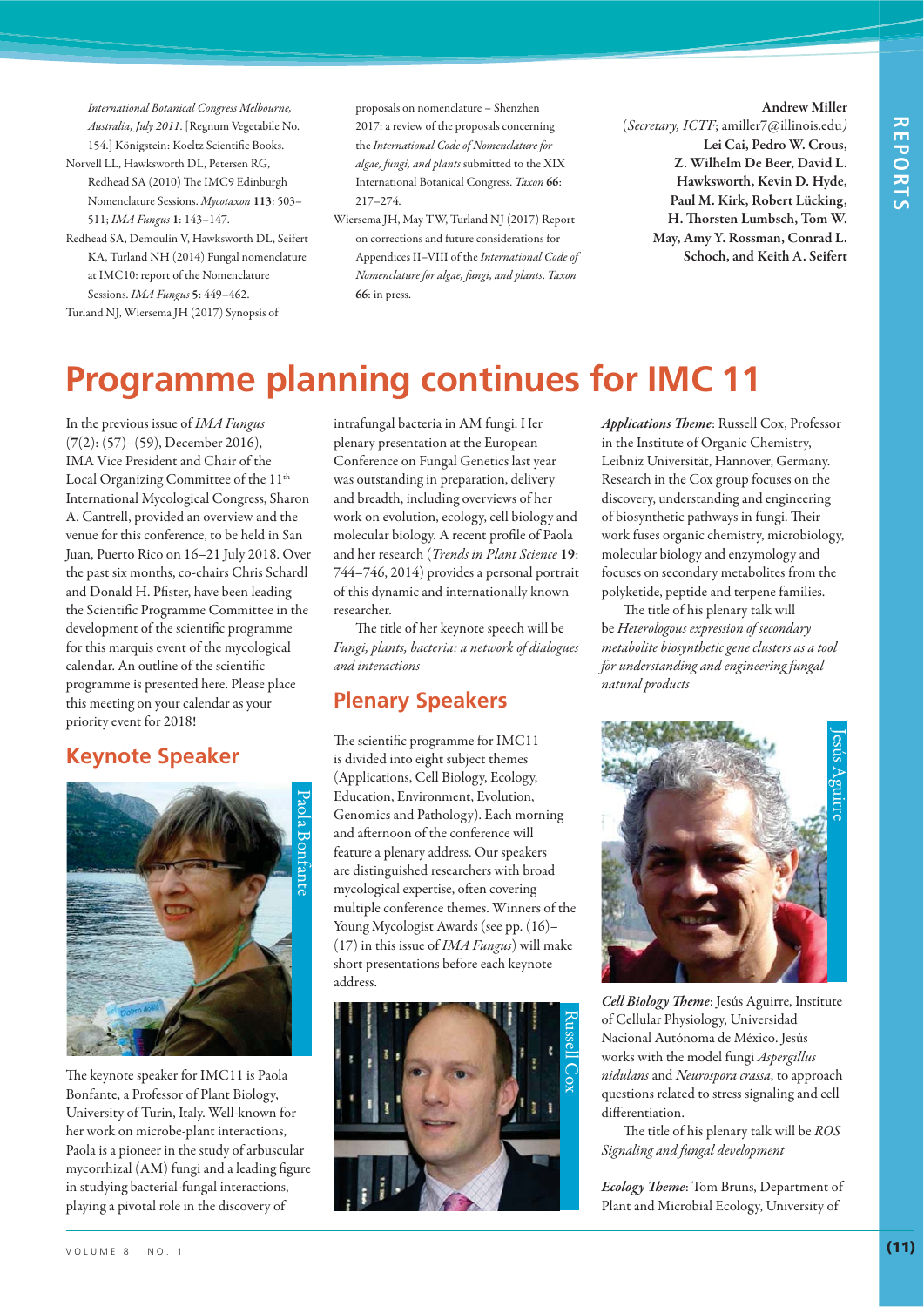*International Botanical Congress Melbourne, Australia, July 2011*. [Regnum Vegetabile No. 154.] Königstein: Koeltz Scientific Books.

Norvell LL, Hawksworth DL, Petersen RG, Redhead SA (2010) The IMC9 Edinburgh Nomenclature Sessions. *Mycotaxon* **113**: 503–511; *IMA Fungus* **1**: 143–147.

Redhead SA, Demoulin V, Hawksworth DL, Seifert KA, Turland NH (2014) Fungal nomenclature at IMC10: report of the Nomenclature Sessions. *IMA Fungus* **5**: 449–462.

Turland NJ, Wiersema JH (2017) Synopsis of proposals on nomenclature – Shenzhen 2017: a review of the proposals concerning the *International Code of Nomenclature for algae, fungi, and plants* submitted to the XIX International Botanical Congress. *Taxon* **66**: 217–274.

Wiersema JH, May TW, Turland NJ (2017) Report on corrections and future considerations for Appendices II–VIII of the *International Code of Nomenclature for algae, fungi, and plants*. *Taxon* **66**: in press.

**Andrew Miller**
(*Secretary, ICTF*; amiller7@illinois.edu)
**Lei Cai, Pedro W. Crous, Z. Wilhelm De Beer, David L. Hawksworth, Kevin D. Hyde, Paul M. Kirk, Robert Lücking, H. Thorsten Lumbsch, Tom W. May, Amy Y. Rossman, Conrad L. Schoch, and Keith A. Seifert**

# Programme planning continues for IMC 11

In the previous issue of *IMA Fungus* (7(2): (57)–(59), December 2016), IMA Vice President and Chair of the Local Organizing Committee of the 11th International Mycological Congress, Sharon A. Cantrell, provided an overview and the venue for this conference, to be held in San Juan, Puerto Rico on 16–21 July 2018. Over the past six months, co-chairs Chris Schardl and Donald H. Pfister, have been leading the Scientific Programme Committee in the development of the scientific programme for this marquis event of the mycological calendar. An outline of the scientific programme is presented here. Please place this meeting on your calendar as your priority event for 2018!

## Keynote Speaker

Paola Bonfante

The keynote speaker for IMC11 is Paola Bonfante, a Professor of Plant Biology, University of Turin, Italy. Well-known for her work on microbe-plant interactions, Paola is a pioneer in the study of arbuscular mycorrhizal (AM) fungi and a leading figure in studying bacterial-fungal interactions, playing a pivotal role in the discovery of intrafungal bacteria in AM fungi. Her plenary presentation at the European Conference on Fungal Genetics last year was outstanding in preparation, delivery and breadth, including overviews of her work on evolution, ecology, cell biology and molecular biology. A recent profile of Paola and her research (*Trends in Plant Science* **19**: 744–746, 2014) provides a personal portrait of this dynamic and internationally known researcher.

The title of her keynote speech will be *Fungi, plants, bacteria: a network of dialogues and interactions*

## Plenary Speakers

The scientific programme for IMC11 is divided into eight subject themes (Applications, Cell Biology, Ecology, Education, Environment, Evolution, Genomics and Pathology). Each morning and afternoon of the conference will feature a plenary address. Our speakers are distinguished researchers with broad mycological expertise, often covering multiple conference themes. Winners of the Young Mycologist Awards (see pp. (16)–(17) in this issue of *IMA Fungus*) will make short presentations before each keynote address.

Russell Cox

***Applications Theme***: Russell Cox, Professor in the Institute of Organic Chemistry, Leibniz Universität, Hannover, Germany. Research in the Cox group focuses on the discovery, understanding and engineering of biosynthetic pathways in fungi. Their work fuses organic chemistry, microbiology, molecular biology and enzymology and focuses on secondary metabolites from the polyketide, peptide and terpene families.

The title of his plenary talk will be *Heterologous expression of secondary metabolite biosynthetic gene clusters as a tool for understanding and engineering fungal natural products*

Jesús Aguirre

***Cell Biology Theme***: Jesús Aguirre, Institute of Cellular Physiology, Universidad Nacional Autónoma de México. Jesús works with the model fungi *Aspergillus nidulans* and *Neurospora crassa*, to approach questions related to stress signaling and cell differentiation.

The title of his plenary talk will be *ROS Signaling and fungal development*

***Ecology Theme***: Tom Bruns, Department of Plant and Microbial Ecology, University of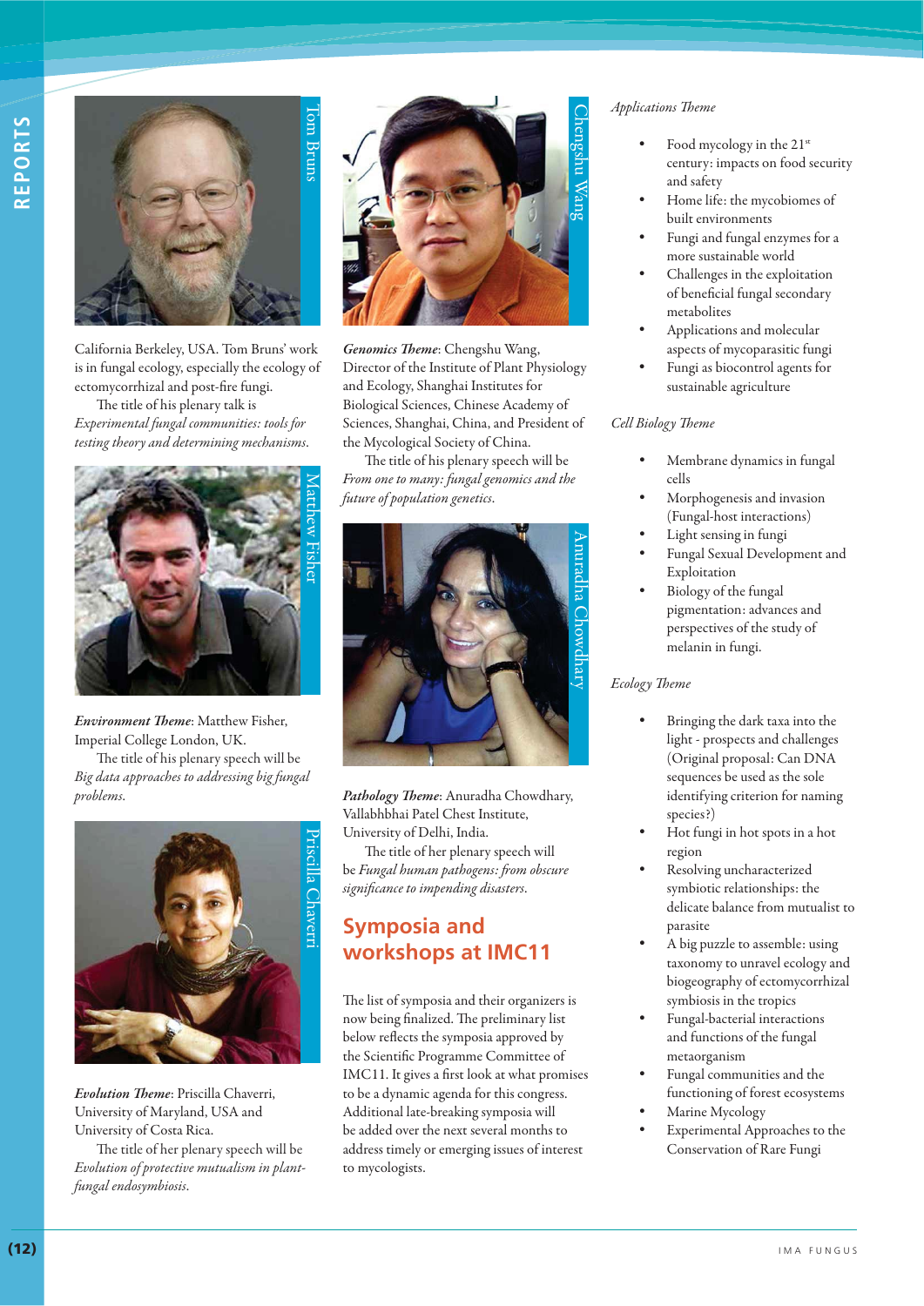California Berkeley, USA. Tom Bruns' work is in fungal ecology, especially the ecology of ectomycorrhizal and post-fire fungi.

The title of his plenary talk is *Experimental fungal communities: tools for testing theory and determining mechanisms*.

***Environment Theme***: Matthew Fisher, Imperial College London, UK.

The title of his plenary speech will be *Big data approaches to addressing big fungal problems*.

***Evolution Theme***: Priscilla Chaverri, University of Maryland, USA and University of Costa Rica.

The title of her plenary speech will be *Evolution of protective mutualism in plant-fungal endosymbiosis*.

***Genomics Theme***: Chengshu Wang, Director of the Institute of Plant Physiology and Ecology, Shanghai Institutes for Biological Sciences, Chinese Academy of Sciences, Shanghai, China, and President of the Mycological Society of China.

The title of his plenary speech will be *From one to many: fungal genomics and the future of population genetics*.

***Pathology Theme***: Anuradha Chowdhary, Vallabhbhai Patel Chest Institute, University of Delhi, India.

The title of her plenary speech will be *Fungal human pathogens: from obscure significance to impending disasters*.

## Symposia and workshops at IMC11

The list of symposia and their organizers is now being finalized. The preliminary list below reflects the symposia approved by the Scientific Programme Committee of IMC11. It gives a first look at what promises to be a dynamic agenda for this congress. Additional late-breaking symposia will be added over the next several months to address timely or emerging issues of interest to mycologists.

*Applications Theme*

- Food mycology in the 21st century: impacts on food security and safety
- Home life: the mycobiomes of built environments
- Fungi and fungal enzymes for a more sustainable world
- Challenges in the exploitation of beneficial fungal secondary metabolites
- Applications and molecular aspects of mycoparasitic fungi
- Fungi as biocontrol agents for sustainable agriculture

*Cell Biology Theme*

- Membrane dynamics in fungal cells
- Morphogenesis and invasion (Fungal-host interactions)
- Light sensing in fungi
- Fungal Sexual Development and Exploitation
- Biology of the fungal pigmentation: advances and perspectives of the study of melanin in fungi.

*Ecology Theme*

- Bringing the dark taxa into the light - prospects and challenges (Original proposal: Can DNA sequences be used as the sole identifying criterion for naming species?)
- Hot fungi in hot spots in a hot region
- Resolving uncharacterized symbiotic relationships: the delicate balance from mutualist to parasite
- A big puzzle to assemble: using taxonomy to unravel ecology and biogeography of ectomycorrhizal symbiosis in the tropics
- Fungal-bacterial interactions and functions of the fungal metaorganism
- Fungal communities and the functioning of forest ecosystems
- Marine Mycology
- Experimental Approaches to the Conservation of Rare Fungi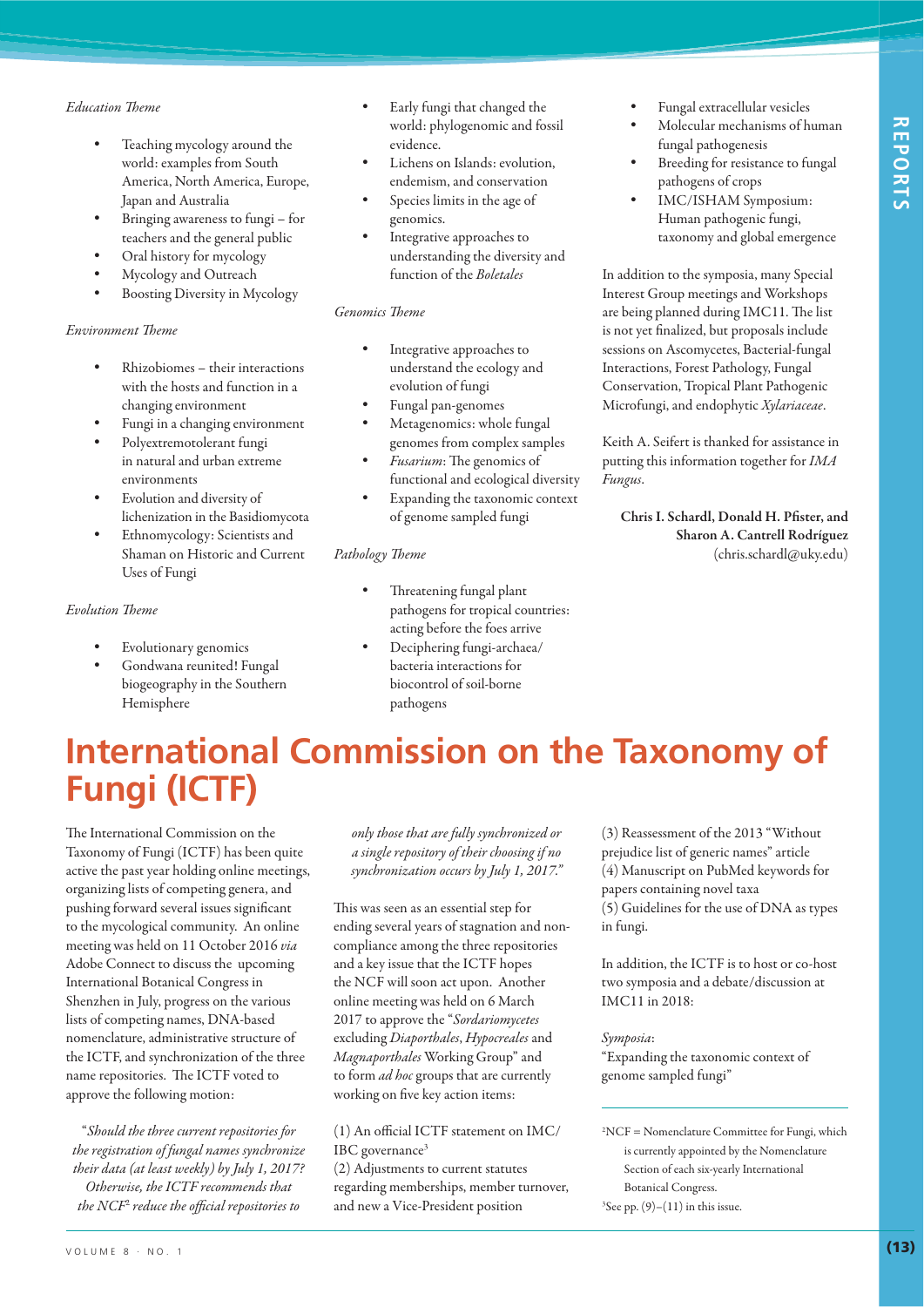*Education Theme*

- Teaching mycology around the world: examples from South America, North America, Europe, Japan and Australia
- Bringing awareness to fungi – for teachers and the general public
- Oral history for mycology
- Mycology and Outreach
- Boosting Diversity in Mycology

*Environment Theme*

- Rhizobiomes – their interactions with the hosts and function in a changing environment
- Fungi in a changing environment
- Polyextremotolerant fungi in natural and urban extreme environments
- Evolution and diversity of lichenization in the Basidiomycota
- Ethnomycology: Scientists and Shaman on Historic and Current Uses of Fungi

*Evolution Theme*

- Evolutionary genomics
- Gondwana reunited! Fungal biogeography in the Southern Hemisphere
- Early fungi that changed the world: phylogenomic and fossil evidence.
- Lichens on Islands: evolution, endemism, and conservation
- Species limits in the age of genomics.
- Integrative approaches to understanding the diversity and function of the *Boletales*

*Genomics Theme*

- Integrative approaches to understand the ecology and evolution of fungi
- Fungal pan-genomes
- Metagenomics: whole fungal genomes from complex samples
- *Fusarium*: The genomics of functional and ecological diversity
- Expanding the taxonomic context of genome sampled fungi

*Pathology Theme*

- Threatening fungal plant pathogens for tropical countries: acting before the foes arrive
- Deciphering fungi-archaea/ bacteria interactions for biocontrol of soil-borne pathogens
- Fungal extracellular vesicles
- Molecular mechanisms of human fungal pathogenesis
- Breeding for resistance to fungal pathogens of crops
- IMC/ISHAM Symposium: Human pathogenic fungi, taxonomy and global emergence

In addition to the symposia, many Special Interest Group meetings and Workshops are being planned during IMC11. The list is not yet finalized, but proposals include sessions on Ascomycetes, Bacterial-fungal Interactions, Forest Pathology, Fungal Conservation, Tropical Plant Pathogenic Microfungi, and endophytic *Xylariaceae*.

Keith A. Seifert is thanked for assistance in putting this information together for *IMA Fungus*.

**Chris I. Schardl, Donald H. Pfister, and Sharon A. Cantrell Rodríguez**
(chris.schardl@uky.edu)

# International Commission on the Taxonomy of Fungi (ICTF)

The International Commission on the Taxonomy of Fungi (ICTF) has been quite active the past year holding online meetings, organizing lists of competing genera, and pushing forward several issues significant to the mycological community. An online meeting was held on 11 October 2016 *via* Adobe Connect to discuss the upcoming International Botanical Congress in Shenzhen in July, progress on the various lists of competing names, DNA-based nomenclature, administrative structure of the ICTF, and synchronization of the three name repositories. The ICTF voted to approve the following motion:

*"Should the three current repositories for the registration of fungal names synchronize their data (at least weekly) by July 1, 2017? Otherwise, the ICTF recommends that the NCF*[2] *reduce the official repositories to only those that are fully synchronized or a single repository of their choosing if no synchronization occurs by July 1, 2017."*

This was seen as an essential step for ending several years of stagnation and non-compliance among the three repositories and a key issue that the ICTF hopes the NCF will soon act upon. Another online meeting was held on 6 March 2017 to approve the "*Sordariomycetes* excluding *Diaporthales*, *Hypocreales* and *Magnaporthales* Working Group" and to form *ad hoc* groups that are currently working on five key action items:

(1) An official ICTF statement on IMC/IBC governance[3]
(2) Adjustments to current statutes regarding memberships, member turnover, and new a Vice-President position
(3) Reassessment of the 2013 "Without prejudice list of generic names" article
(4) Manuscript on PubMed keywords for papers containing novel taxa
(5) Guidelines for the use of DNA as types in fungi.

In addition, the ICTF is to host or co-host two symposia and a debate/discussion at IMC11 in 2018:

*Symposia*:
"Expanding the taxonomic context of genome sampled fungi"

---

[2]NCF = Nomenclature Committee for Fungi, which is currently appointed by the Nomenclature Section of each six-yearly International Botanical Congress.

[3]See pp. (9)–(11) in this issue.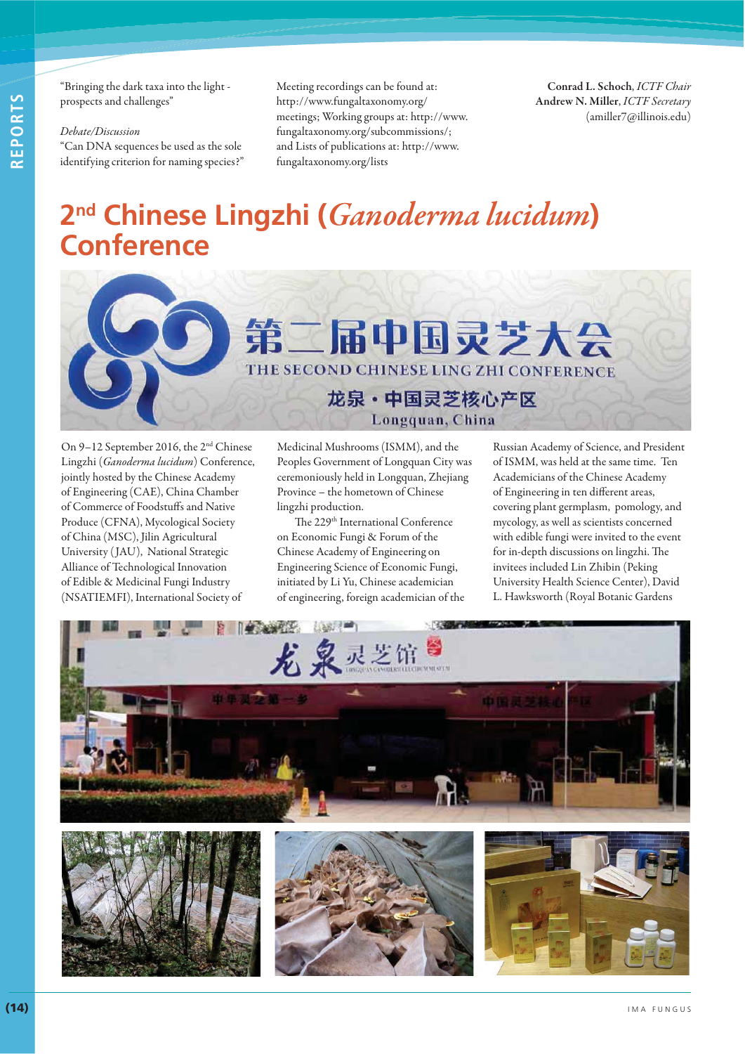"Bringing the dark taxa into the light - prospects and challenges"

*Debate/Discussion*
"Can DNA sequences be used as the sole identifying criterion for naming species?"

Meeting recordings can be found at: http://www.fungaltaxonomy.org/meetings; Working groups at: http://www.fungaltaxonomy.org/subcommissions/; and Lists of publications at: http://www.fungaltaxonomy.org/lists

**Conrad L. Schoch**, *ICTF Chair*
**Andrew N. Miller**, *ICTF Secretary*
(amiller7@illinois.edu)

# 2nd Chinese Lingzhi (*Ganoderma lucidum*) Conference

On 9–12 September 2016, the 2nd Chinese Lingzhi (*Ganoderma lucidum*) Conference, jointly hosted by the Chinese Academy of Engineering (CAE), China Chamber of Commerce of Foodstuffs and Native Produce (CFNA), Mycological Society of China (MSC), Jilin Agricultural University (JAU), National Strategic Alliance of Technological Innovation of Edible & Medicinal Fungi Industry (NSATIEMFI), International Society of Medicinal Mushrooms (ISMM), and the Peoples Government of Longquan City was ceremoniously held in Longquan, Zhejiang Province – the hometown of Chinese lingzhi production.

The 229th International Conference on Economic Fungi & Forum of the Chinese Academy of Engineering on Engineering Science of Economic Fungi, initiated by Li Yu, Chinese academician of engineering, foreign academician of the Russian Academy of Science, and President of ISMM, was held at the same time. Ten Academicians of the Chinese Academy of Engineering in ten different areas, covering plant germplasm, pomology, and mycology, as well as scientists concerned with edible fungi were invited to the event for in-depth discussions on lingzhi. The invitees included Lin Zhibin (Peking University Health Science Center), David L. Hawksworth (Royal Botanic Gardens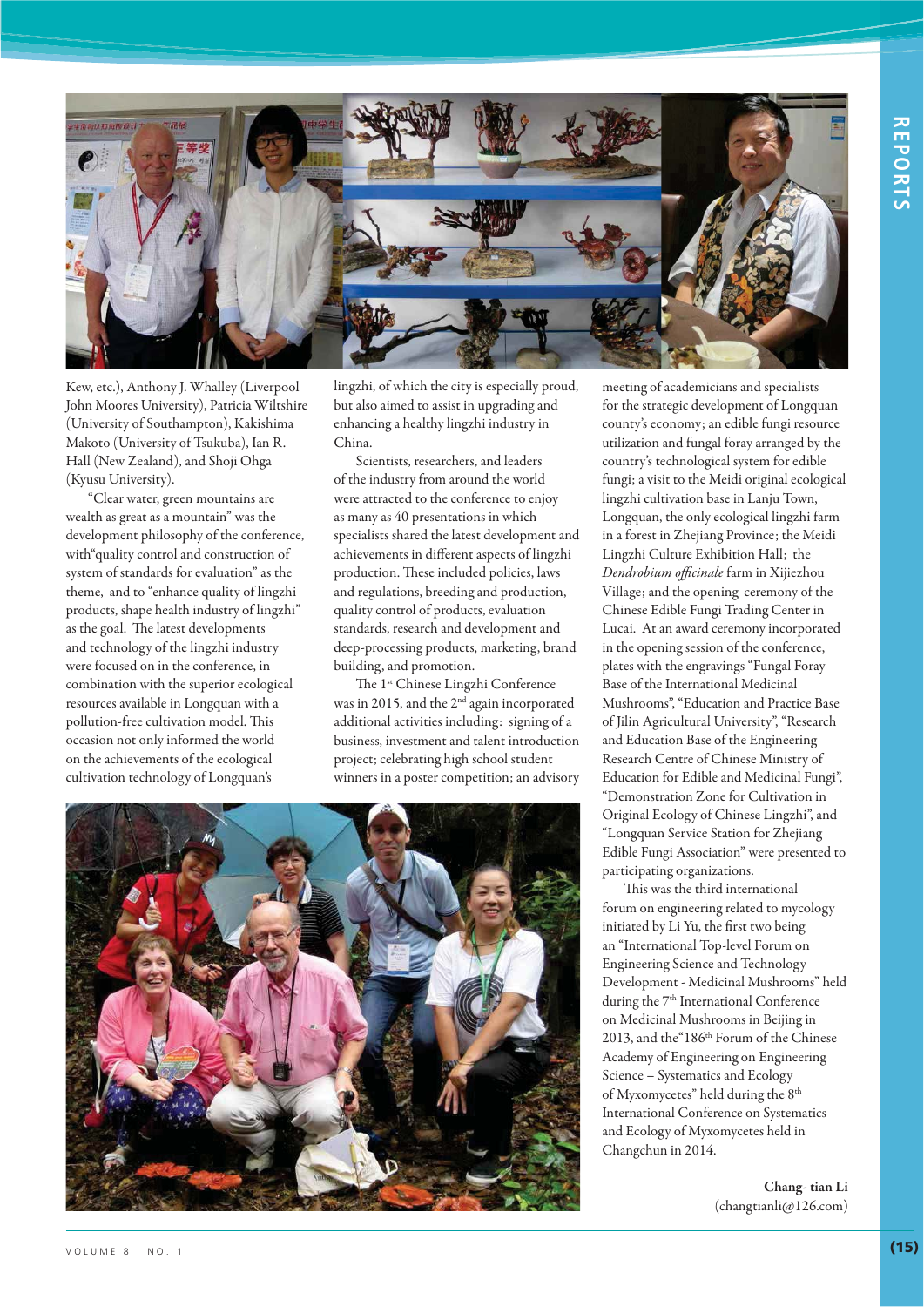Kew, etc.), Anthony J. Whalley (Liverpool John Moores University), Patricia Wiltshire (University of Southampton), Kakishima Makoto (University of Tsukuba), Ian R. Hall (New Zealand), and Shoji Ohga (Kyusu University).

"Clear water, green mountains are wealth as great as a mountain" was the development philosophy of the conference, with"quality control and construction of system of standards for evaluation" as the theme, and to "enhance quality of lingzhi products, shape health industry of lingzhi" as the goal. The latest developments and technology of the lingzhi industry were focused on in the conference, in combination with the superior ecological resources available in Longquan with a pollution-free cultivation model. This occasion not only informed the world on the achievements of the ecological cultivation technology of Longquan's lingzhi, of which the city is especially proud, but also aimed to assist in upgrading and enhancing a healthy lingzhi industry in China.

Scientists, researchers, and leaders of the industry from around the world were attracted to the conference to enjoy as many as 40 presentations in which specialists shared the latest development and achievements in different aspects of lingzhi production. These included policies, laws and regulations, breeding and production, quality control of products, evaluation standards, research and development and deep-processing products, marketing, brand building, and promotion.

The 1st Chinese Lingzhi Conference was in 2015, and the 2nd again incorporated additional activities including: signing of a business, investment and talent introduction project; celebrating high school student winners in a poster competition; an advisory meeting of academicians and specialists for the strategic development of Longquan county's economy; an edible fungi resource utilization and fungal foray arranged by the country's technological system for edible fungi; a visit to the Meidi original ecological lingzhi cultivation base in Lanju Town, Longquan, the only ecological lingzhi farm in a forest in Zhejiang Province; the Meidi Lingzhi Culture Exhibition Hall; the *Dendrobium officinale* farm in Xijiezhou Village; and the opening ceremony of the Chinese Edible Fungi Trading Center in Lucai. At an award ceremony incorporated in the opening session of the conference, plates with the engravings "Fungal Foray Base of the International Medicinal Mushrooms", "Education and Practice Base of Jilin Agricultural University", "Research and Education Base of the Engineering Research Centre of Chinese Ministry of Education for Edible and Medicinal Fungi", "Demonstration Zone for Cultivation in Original Ecology of Chinese Lingzhi", and "Longquan Service Station for Zhejiang Edible Fungi Association" were presented to participating organizations.

This was the third international forum on engineering related to mycology initiated by Li Yu, the first two being an "International Top-level Forum on Engineering Science and Technology Development - Medicinal Mushrooms" held during the 7th International Conference on Medicinal Mushrooms in Beijing in 2013, and the"186th Forum of the Chinese Academy of Engineering on Engineering Science – Systematics and Ecology of Myxomycetes" held during the 8th International Conference on Systematics and Ecology of Myxomycetes held in Changchun in 2014.

**Chang- tian Li**
(changtianli@126.com)